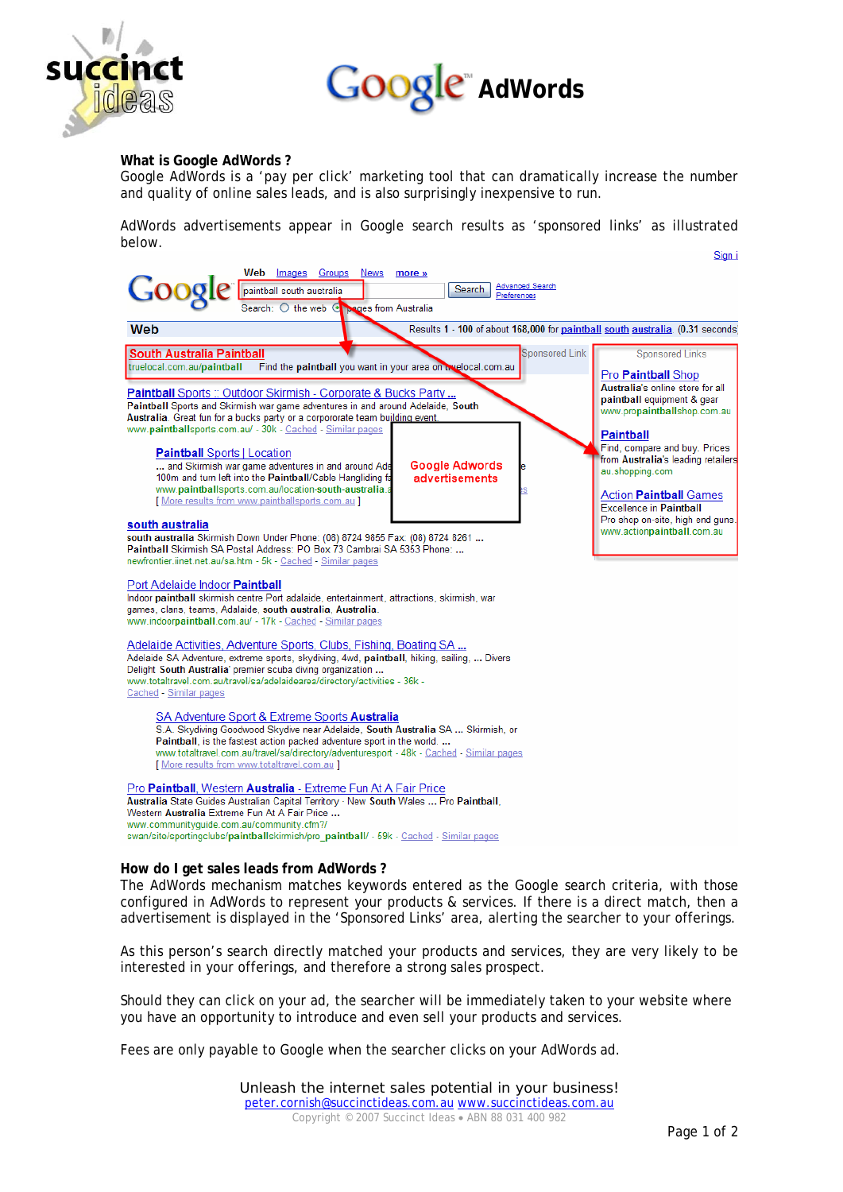# Google AdWords

### What is Google AdWords ?

Google AdWords is a 'pay per click' marketing tool that can dramatically increase the number and quality of online sales leads, and is also surprisingly inexpensive to run.

AdWords advertisements appear in Google search results as 'sponsored links' as illustrated below.

### How do I get sales leads from AdWords ?

The AdWords mechanism matches keywords entered as the Google search criteria, with those configured in AdWords to represent your products & services. If there is a direct match, then a advertisement is displayed in the 'Sponsored Links' area, alerting the searcher to your offerings.

As this person's search directly matched your products and services, they are very likely to be interested in your offerings, and therefore a strong sales prospect.

Should they can click on your ad, the searcher will be immediately taken to your website where you have an opportunity to introduce and even sell your products and services.

Fees are only payable to Google when the searcher clicks on your AdWords ad.

Unleash the internet sales potential in your business!

peter.cornish@succinctideas.com.au www.succinctideas.com.au

Copyright © 2007 Succinct Ideas • ABN 88 031 400 982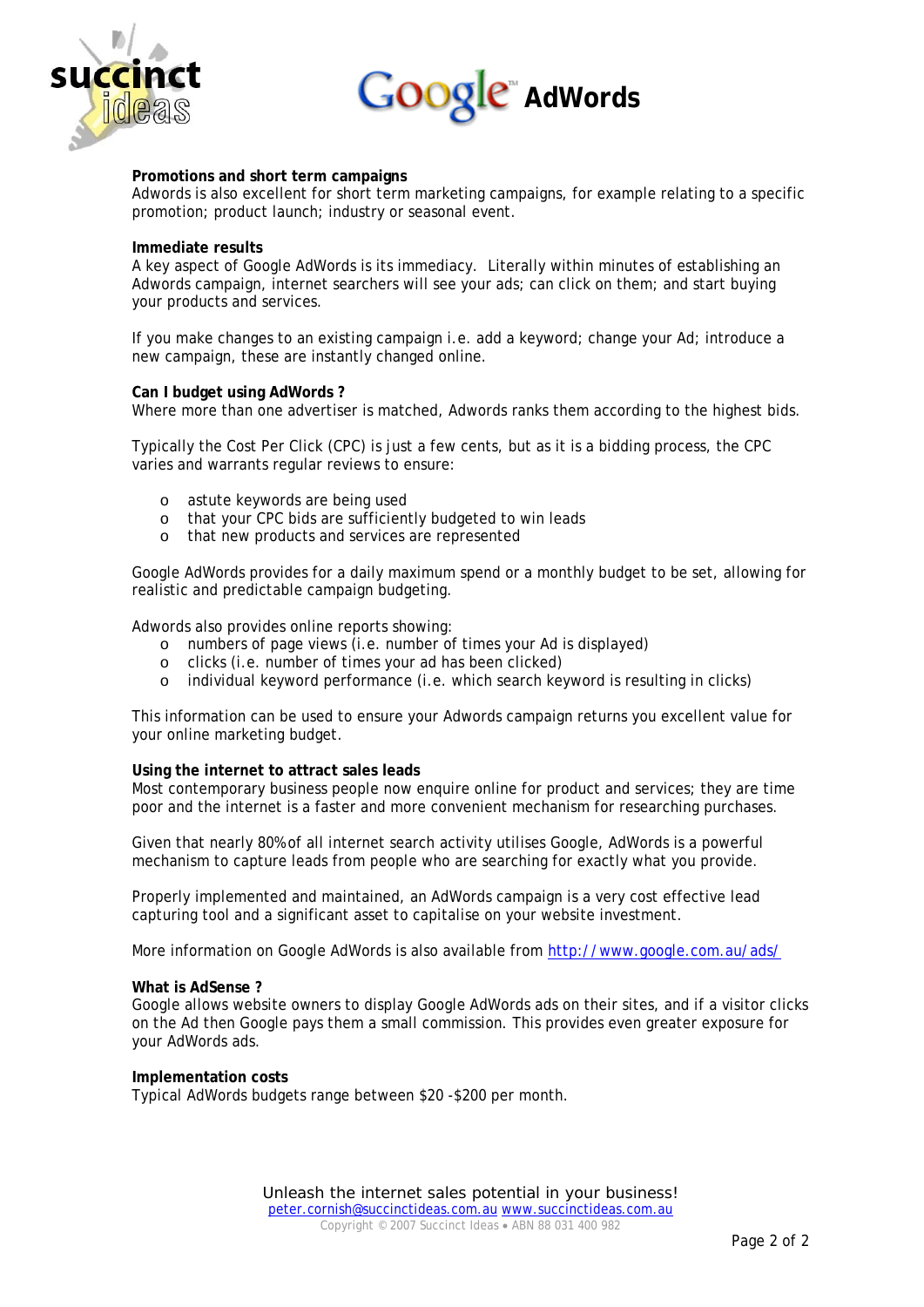Google AdWords

**Promotions and short term campaigns**
Adwords is also excellent for short term marketing campaigns, for example relating to a specific promotion; product launch; industry or seasonal event.

**Immediate results**
A key aspect of Google AdWords is its immediacy. Literally within minutes of establishing an Adwords campaign, internet searchers will see your ads; can click on them; and start buying your products and services.

If you make changes to an existing campaign i.e. add a keyword; change your Ad; introduce a new campaign, these are instantly changed online.

**Can I budget using AdWords ?**
Where more than one advertiser is matched, Adwords ranks them according to the highest bids.

Typically the Cost Per Click (CPC) is just a few cents, but as it is a bidding process, the CPC varies and warrants regular reviews to ensure:

- astute keywords are being used
- that your CPC bids are sufficiently budgeted to win leads
- that new products and services are represented

Google AdWords provides for a daily maximum spend or a monthly budget to be set, allowing for realistic and predictable campaign budgeting.

Adwords also provides online reports showing:

- numbers of page views (i.e. number of times your Ad is displayed)
- clicks (i.e. number of times your ad has been clicked)
- individual keyword performance (i.e. which search keyword is resulting in clicks)

This information can be used to ensure your Adwords campaign returns you excellent value for your online marketing budget.

**Using the internet to attract sales leads**
Most contemporary business people now enquire online for product and services; they are time poor and the internet is a faster and more convenient mechanism for researching purchases.

Given that nearly 80% of all internet search activity utilises Google, AdWords is a powerful mechanism to capture leads from people who are searching for exactly what you provide.

Properly implemented and maintained, an AdWords campaign is a very cost effective lead capturing tool and a significant asset to capitalise on your website investment.

More information on Google AdWords is also available from http://www.google.com.au/ads/

**What is AdSense ?**
Google allows website owners to display Google AdWords ads on their sites, and if a visitor clicks on the Ad then Google pays them a small commission. This provides even greater exposure for your AdWords ads.

**Implementation costs**
Typical AdWords budgets range between $20 -$200 per month.

Unleash the internet sales potential in your business!
peter.cornish@succinctideas.com.au www.succinctideas.com.au
Copyright © 2007 Succinct Ideas • ABN 88 031 400 982